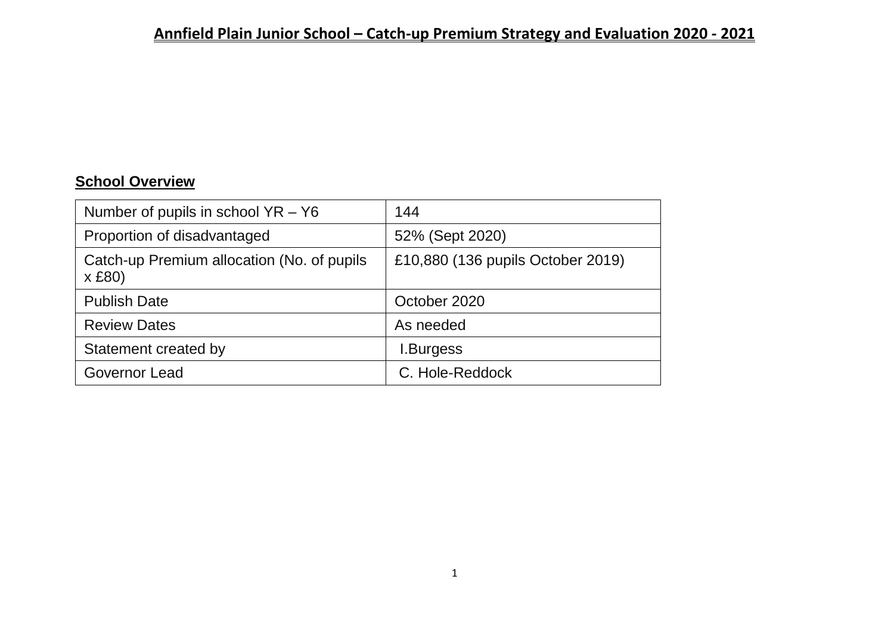# Annfield Plain Junior School – Catch-up Premium Strategy and Evaluation 2020 - 2021

## School Overview

| | |
|---|---|
| Number of pupils in school YR – Y6 | 144 |
| Proportion of disadvantaged | 52% (Sept 2020) |
| Catch-up Premium allocation (No. of pupils x £80) | £10,880 (136 pupils October 2019) |
| Publish Date | October 2020 |
| Review Dates | As needed |
| Statement created by | I.Burgess |
| Governor Lead | C. Hole-Reddock |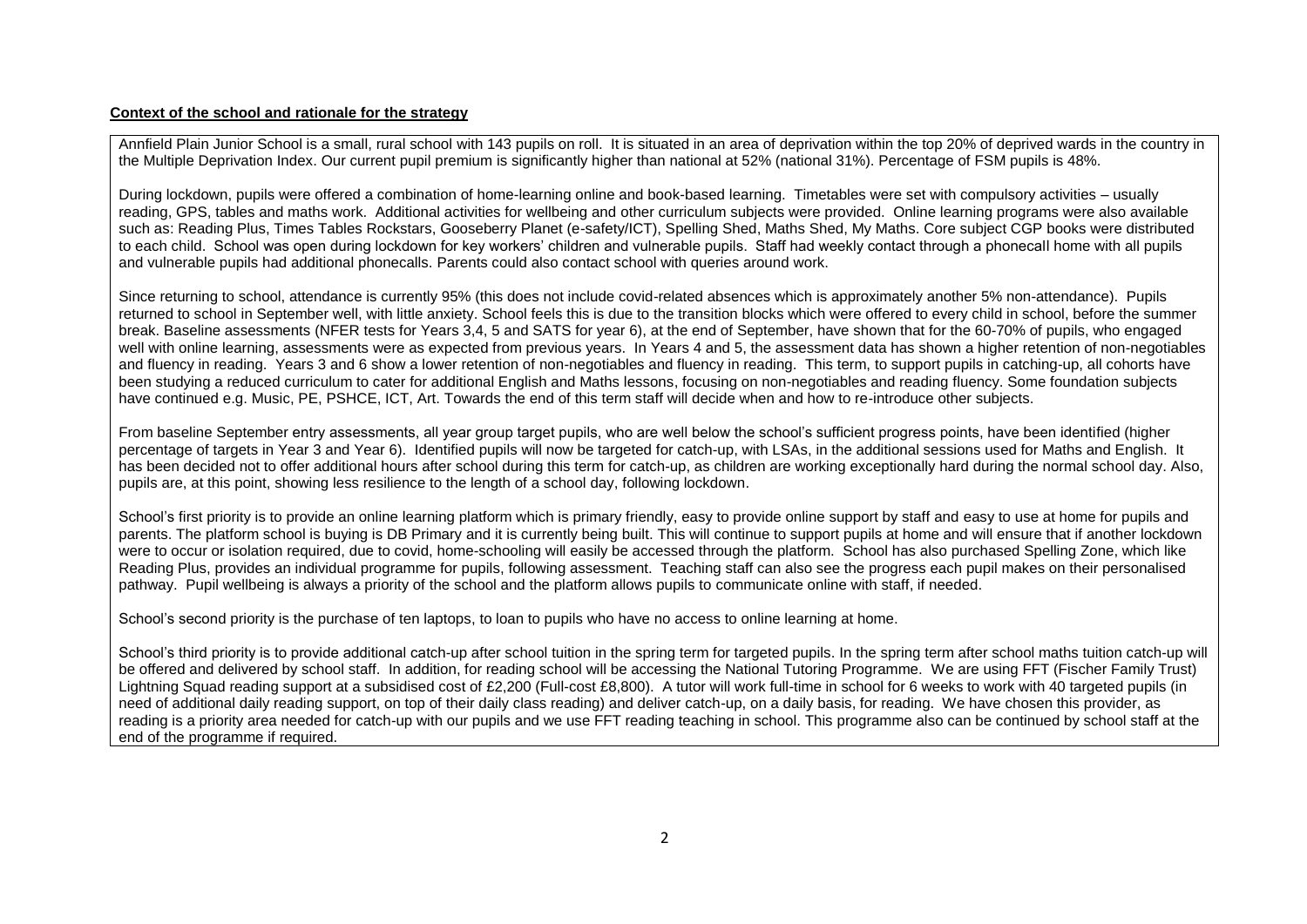**Context of the school and rationale for the strategy**

Annfield Plain Junior School is a small, rural school with 143 pupils on roll. It is situated in an area of deprivation within the top 20% of deprived wards in the country in the Multiple Deprivation Index. Our current pupil premium is significantly higher than national at 52% (national 31%). Percentage of FSM pupils is 48%.

During lockdown, pupils were offered a combination of home-learning online and book-based learning. Timetables were set with compulsory activities – usually reading, GPS, tables and maths work. Additional activities for wellbeing and other curriculum subjects were provided. Online learning programs were also available such as: Reading Plus, Times Tables Rockstars, Gooseberry Planet (e-safety/ICT), Spelling Shed, Maths Shed, My Maths. Core subject CGP books were distributed to each child. School was open during lockdown for key workers' children and vulnerable pupils. Staff had weekly contact through a phonecall home with all pupils and vulnerable pupils had additional phonecalls. Parents could also contact school with queries around work.

Since returning to school, attendance is currently 95% (this does not include covid-related absences which is approximately another 5% non-attendance). Pupils returned to school in September well, with little anxiety. School feels this is due to the transition blocks which were offered to every child in school, before the summer break. Baseline assessments (NFER tests for Years 3,4, 5 and SATS for year 6), at the end of September, have shown that for the 60-70% of pupils, who engaged well with online learning, assessments were as expected from previous years. In Years 4 and 5, the assessment data has shown a higher retention of non-negotiables and fluency in reading. Years 3 and 6 show a lower retention of non-negotiables and fluency in reading. This term, to support pupils in catching-up, all cohorts have been studying a reduced curriculum to cater for additional English and Maths lessons, focusing on non-negotiables and reading fluency. Some foundation subjects have continued e.g. Music, PE, PSHCE, ICT, Art. Towards the end of this term staff will decide when and how to re-introduce other subjects.

From baseline September entry assessments, all year group target pupils, who are well below the school's sufficient progress points, have been identified (higher percentage of targets in Year 3 and Year 6). Identified pupils will now be targeted for catch-up, with LSAs, in the additional sessions used for Maths and English. It has been decided not to offer additional hours after school during this term for catch-up, as children are working exceptionally hard during the normal school day. Also, pupils are, at this point, showing less resilience to the length of a school day, following lockdown.

School's first priority is to provide an online learning platform which is primary friendly, easy to provide online support by staff and easy to use at home for pupils and parents. The platform school is buying is DB Primary and it is currently being built. This will continue to support pupils at home and will ensure that if another lockdown were to occur or isolation required, due to covid, home-schooling will easily be accessed through the platform. School has also purchased Spelling Zone, which like Reading Plus, provides an individual programme for pupils, following assessment. Teaching staff can also see the progress each pupil makes on their personalised pathway. Pupil wellbeing is always a priority of the school and the platform allows pupils to communicate online with staff, if needed.

School's second priority is the purchase of ten laptops, to loan to pupils who have no access to online learning at home.

School's third priority is to provide additional catch-up after school tuition in the spring term for targeted pupils. In the spring term after school maths tuition catch-up will be offered and delivered by school staff. In addition, for reading school will be accessing the National Tutoring Programme. We are using FFT (Fischer Family Trust) Lightning Squad reading support at a subsidised cost of £2,200 (Full-cost £8,800). A tutor will work full-time in school for 6 weeks to work with 40 targeted pupils (in need of additional daily reading support, on top of their daily class reading) and deliver catch-up, on a daily basis, for reading. We have chosen this provider, as reading is a priority area needed for catch-up with our pupils and we use FFT reading teaching in school. This programme also can be continued by school staff at the end of the programme if required.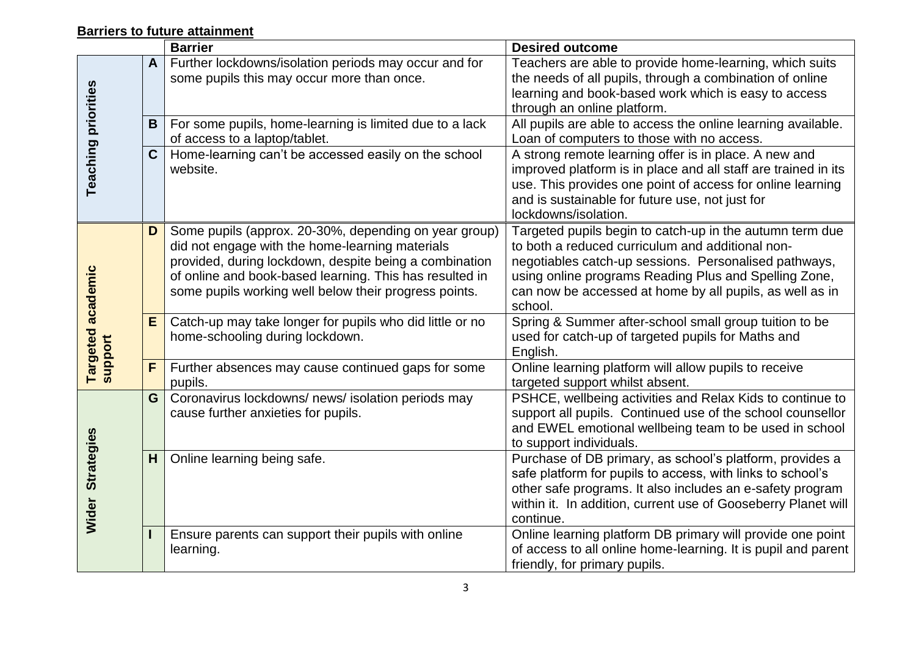**Barriers to future attainment**

| | | Barrier | Desired outcome |
|---|---|---|---|
| **Teaching priorities** | **A** | Further lockdowns/isolation periods may occur and for some pupils this may occur more than once. | Teachers are able to provide home-learning, which suits the needs of all pupils, through a combination of online learning and book-based work which is easy to access through an online platform. |
| | **B** | For some pupils, home-learning is limited due to a lack of access to a laptop/tablet. | All pupils are able to access the online learning available. Loan of computers to those with no access. |
| | **C** | Home-learning can't be accessed easily on the school website. | A strong remote learning offer is in place. A new and improved platform is in place and all staff are trained in its use. This provides one point of access for online learning and is sustainable for future use, not just for lockdowns/isolation. |
| **Targeted academic support** | **D** | Some pupils (approx. 20-30%, depending on year group) did not engage with the home-learning materials provided, during lockdown, despite being a combination of online and book-based learning. This has resulted in some pupils working well below their progress points. | Targeted pupils begin to catch-up in the autumn term due to both a reduced curriculum and additional non-negotiables catch-up sessions. Personalised pathways, using online programs Reading Plus and Spelling Zone, can now be accessed at home by all pupils, as well as in school. |
| | **E** | Catch-up may take longer for pupils who did little or no home-schooling during lockdown. | Spring & Summer after-school small group tuition to be used for catch-up of targeted pupils for Maths and English. |
| | **F** | Further absences may cause continued gaps for some pupils. | Online learning platform will allow pupils to receive targeted support whilst absent. |
| **Wider Strategies** | **G** | Coronavirus lockdowns/ news/ isolation periods may cause further anxieties for pupils. | PSHCE, wellbeing activities and Relax Kids to continue to support all pupils. Continued use of the school counsellor and EWEL emotional wellbeing team to be used in school to support individuals. |
| | **H** | Online learning being safe. | Purchase of DB primary, as school's platform, provides a safe platform for pupils to access, with links to school's other safe programs. It also includes an e-safety program within it. In addition, current use of Gooseberry Planet will continue. |
| | **I** | Ensure parents can support their pupils with online learning. | Online learning platform DB primary will provide one point of access to all online home-learning. It is pupil and parent friendly, for primary pupils. |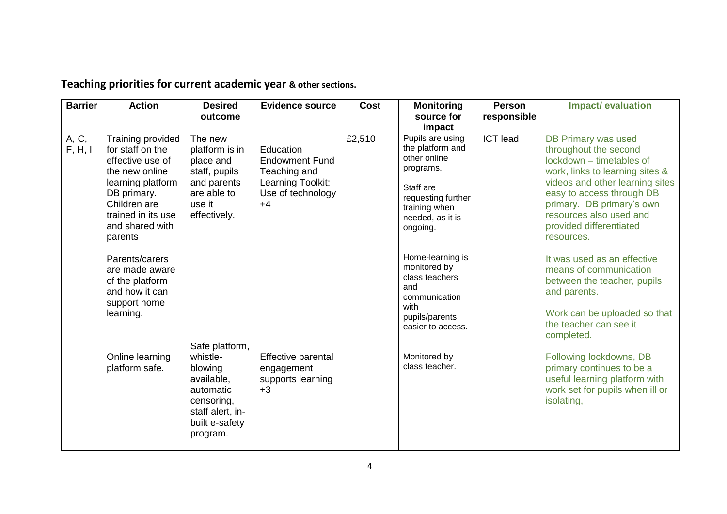## **Teaching priorities for current academic year** & other sections.

| Barrier | Action | Desired outcome | Evidence source | Cost | Monitoring source for impact | Person responsible | Impact/ evaluation |
|---|---|---|---|---|---|---|---|
| A, C, F, H, I | Training provided for staff on the effective use of the new online learning platform DB primary. Children are trained in its use and shared with parents<br><br>Parents/carers are made aware of the platform and how it can support home learning.<br><br>Online learning platform safe. | The new platform is in place and staff, pupils and parents are able to use it effectively.<br><br>Safe platform, whistle-blowing available, automatic censoring, staff alert, in-built e-safety program. | Education Endowment Fund Teaching and Learning Toolkit: Use of technology +4<br><br>Effective parental engagement supports learning +3 | £2,510 | Pupils are using the platform and other online programs.<br><br>Staff are requesting further training when needed, as it is ongoing.<br><br>Home-learning is monitored by class teachers and communication with pupils/parents easier to access.<br><br>Monitored by class teacher. | ICT lead | DB Primary was used throughout the second lockdown – timetables of work, links to learning sites & videos and other learning sites easy to access through DB primary. DB primary's own resources also used and provided differentiated resources.<br><br>It was used as an effective means of communication between the teacher, pupils and parents.<br><br>Work can be uploaded so that the teacher can see it completed.<br><br>Following lockdowns, DB primary continues to be a useful learning platform with work set for pupils when ill or isolating, |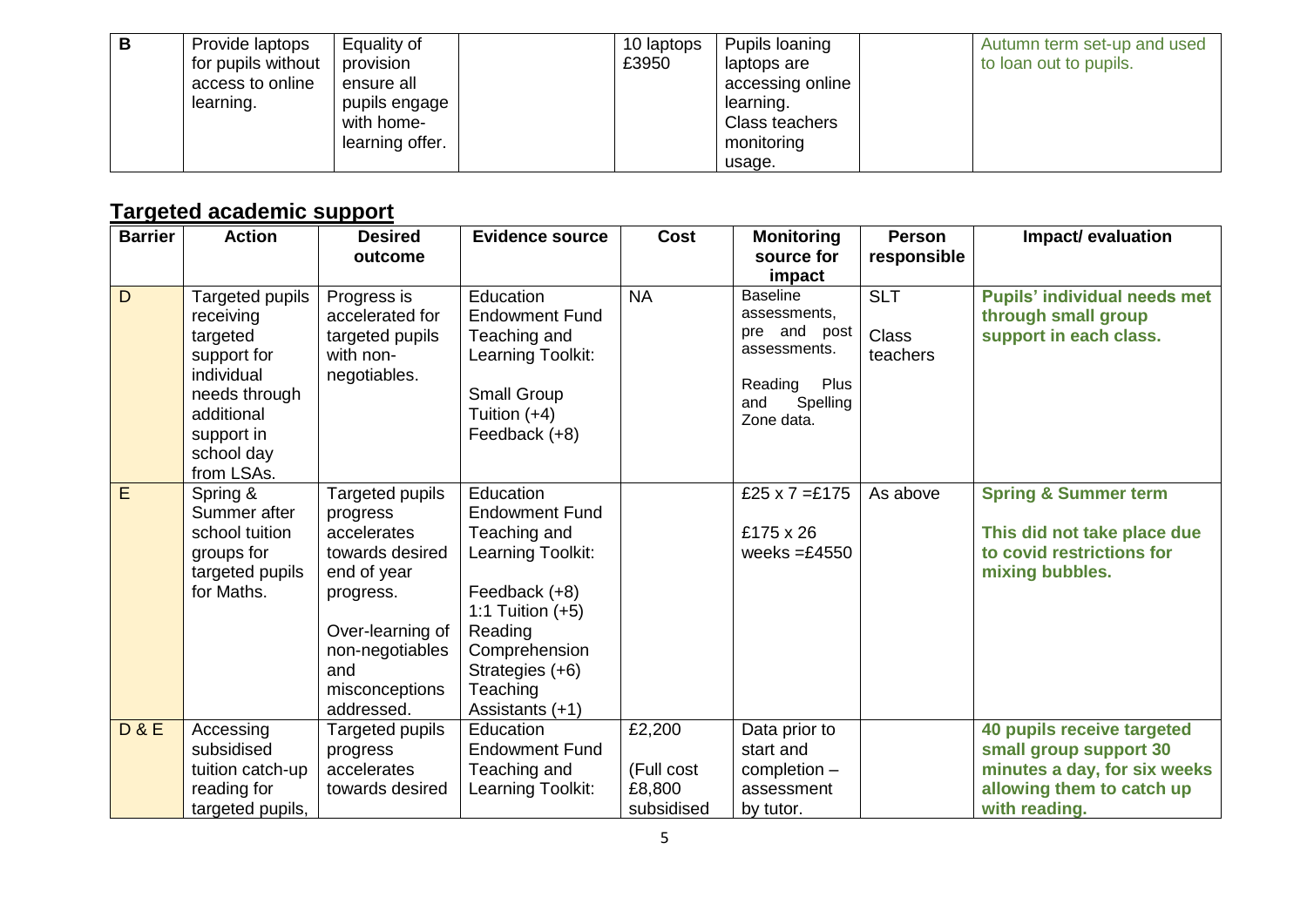| B | Provide laptops for pupils without access to online learning. | Equality of provision ensure all pupils engage with home-learning offer. | | 10 laptops £3950 | Pupils loaning laptops are accessing online learning. Class teachers monitoring usage. | | Autumn term set-up and used to loan out to pupils. |
|---|---|---|---|---|---|---|---|

## Targeted academic support

| Barrier | Action | Desired outcome | Evidence source | Cost | Monitoring source for impact | Person responsible | Impact/ evaluation |
|---|---|---|---|---|---|---|---|
| D | Targeted pupils receiving targeted support for individual needs through additional support in school day from LSAs. | Progress is accelerated for targeted pupils with non-negotiables. | Education Endowment Fund Teaching and Learning Toolkit:<br><br>Small Group Tuition (+4)<br>Feedback (+8) | NA | Baseline assessments, pre and post assessments.<br><br>Reading Plus and Spelling Zone data. | SLT<br><br>Class teachers | **Pupils' individual needs met through small group support in each class.** |
| E | Spring & Summer after school tuition groups for targeted pupils for Maths. | Targeted pupils progress accelerates towards desired end of year progress.<br><br>Over-learning of non-negotiables and misconceptions addressed. | Education Endowment Fund Teaching and Learning Toolkit:<br><br>Feedback (+8)<br>1:1 Tuition (+5)<br>Reading Comprehension Strategies (+6)<br>Teaching Assistants (+1) | | £25 x 7 =£175<br><br>£175 x 26 weeks =£4550 | As above | **Spring & Summer term**<br><br>**This did not take place due to covid restrictions for mixing bubbles.** |
| D & E | Accessing subsidised tuition catch-up reading for targeted pupils, | Targeted pupils progress accelerates towards desired | Education Endowment Fund Teaching and Learning Toolkit: | £2,200<br><br>(Full cost £8,800 subsidised | Data prior to start and completion – assessment by tutor. | | **40 pupils receive targeted small group support 30 minutes a day, for six weeks allowing them to catch up with reading.** |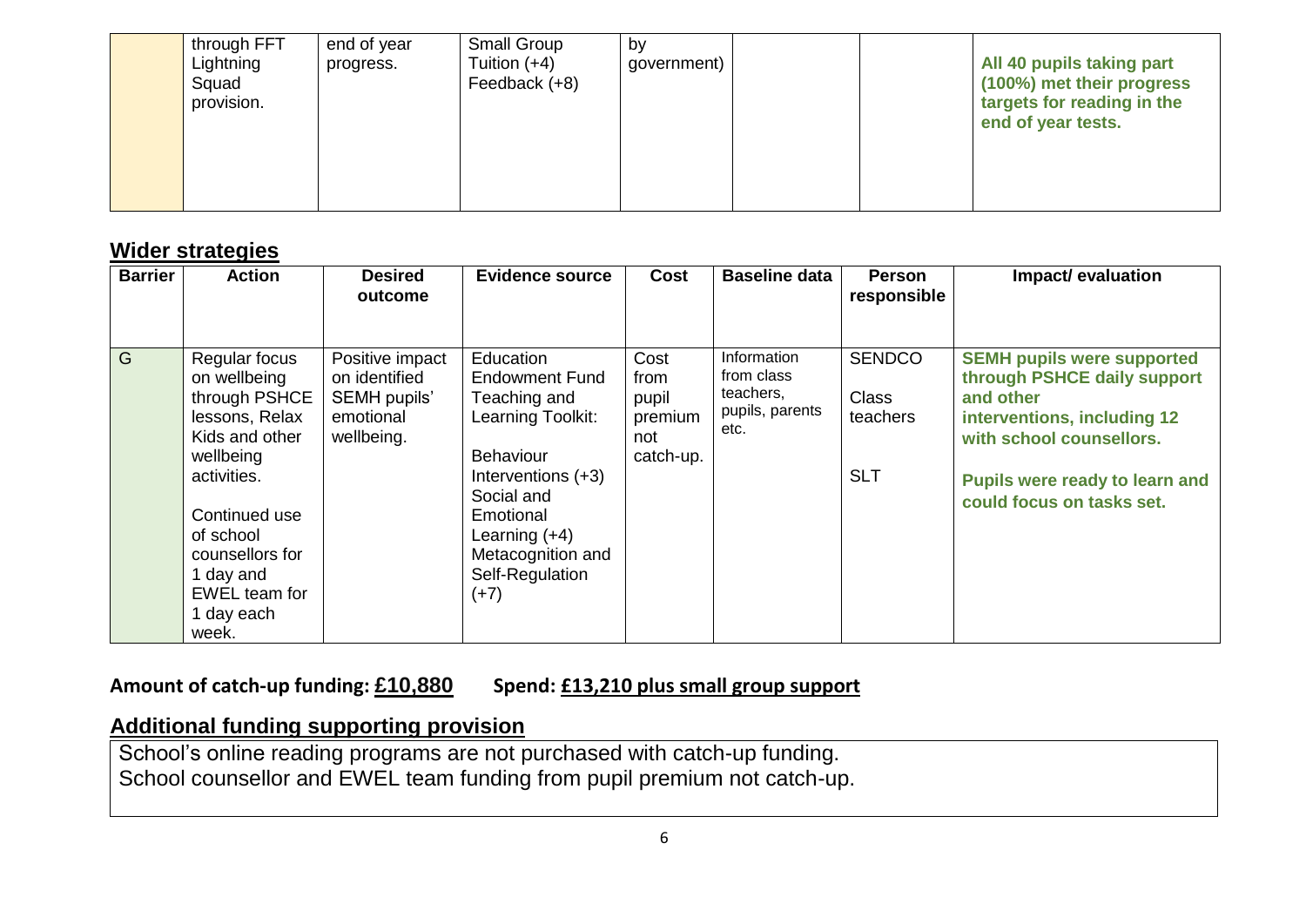| | | | | | | | |
|---|---|---|---|---|---|---|---|
| | through FFT Lightning Squad provision. | end of year progress. | Small Group Tuition (+4) Feedback (+8) | by government) | | | **All 40 pupils taking part (100%) met their progress targets for reading in the end of year tests.** |

## Wider strategies

| Barrier | Action | Desired outcome | Evidence source | Cost | Baseline data | Person responsible | Impact/ evaluation |
|---|---|---|---|---|---|---|---|
| G | Regular focus on wellbeing through PSHCE lessons, Relax Kids and other wellbeing activities.<br><br>Continued use of school counsellors for 1 day and EWEL team for 1 day each week. | Positive impact on identified SEMH pupils' emotional wellbeing. | Education Endowment Fund Teaching and Learning Toolkit:<br><br>Behaviour Interventions (+3)<br>Social and Emotional Learning (+4)<br>Metacognition and Self-Regulation (+7) | Cost from pupil premium not catch-up. | Information from class teachers, pupils, parents etc. | SENDCO<br>Class teachers<br><br>SLT | **SEMH pupils were supported through PSHCE daily support and other interventions, including 12 with school counsellors.**<br><br>**Pupils were ready to learn and could focus on tasks set.** |

**Amount of catch-up funding: <u>£10,880</u>    Spend: <u>£13,210 plus small group support</u>**

## Additional funding supporting provision

School's online reading programs are not purchased with catch-up funding.
School counsellor and EWEL team funding from pupil premium not catch-up.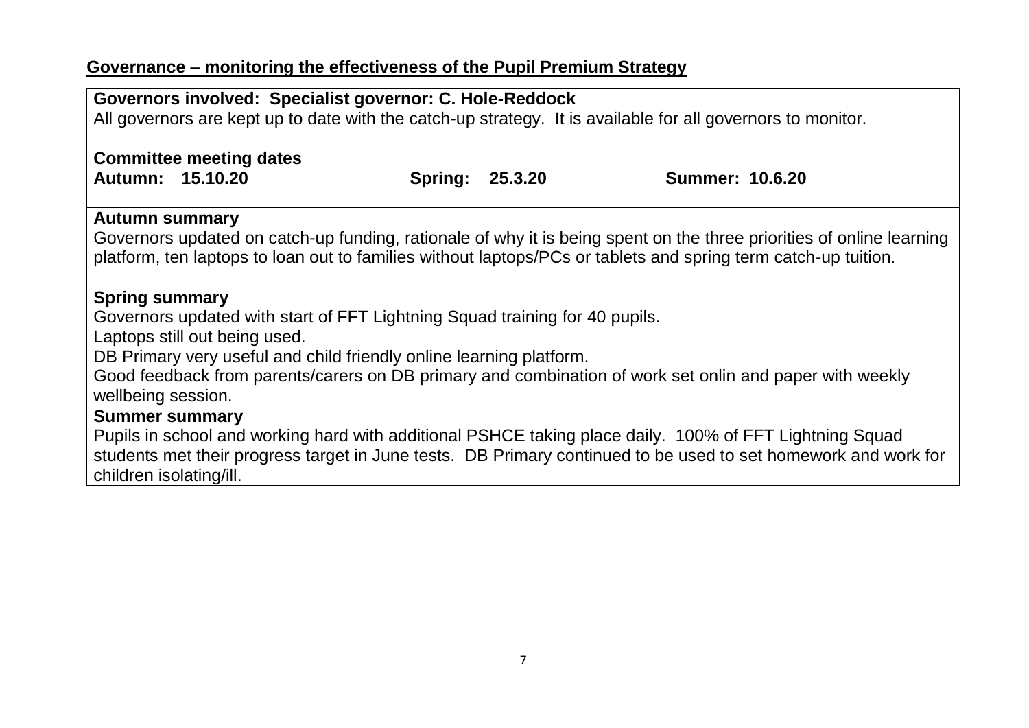## Governance – monitoring the effectiveness of the Pupil Premium Strategy

| |
|---|
| **Governors involved: Specialist governor: C. Hole-Reddock**<br>All governors are kept up to date with the catch-up strategy. It is available for all governors to monitor. |
| **Committee meeting dates**<br>**Autumn: 15.10.20** &nbsp;&nbsp;&nbsp;&nbsp; **Spring: 25.3.20** &nbsp;&nbsp;&nbsp;&nbsp; **Summer: 10.6.20** |
| **Autumn summary**<br>Governors updated on catch-up funding, rationale of why it is being spent on the three priorities of online learning platform, ten laptops to loan out to families without laptops/PCs or tablets and spring term catch-up tuition. |
| **Spring summary**<br>Governors updated with start of FFT Lightning Squad training for 40 pupils.<br>Laptops still out being used.<br>DB Primary very useful and child friendly online learning platform.<br>Good feedback from parents/carers on DB primary and combination of work set onlin and paper with weekly wellbeing session. |
| **Summer summary**<br>Pupils in school and working hard with additional PSHCE taking place daily. 100% of FFT Lightning Squad students met their progress target in June tests. DB Primary continued to be used to set homework and work for children isolating/ill. |